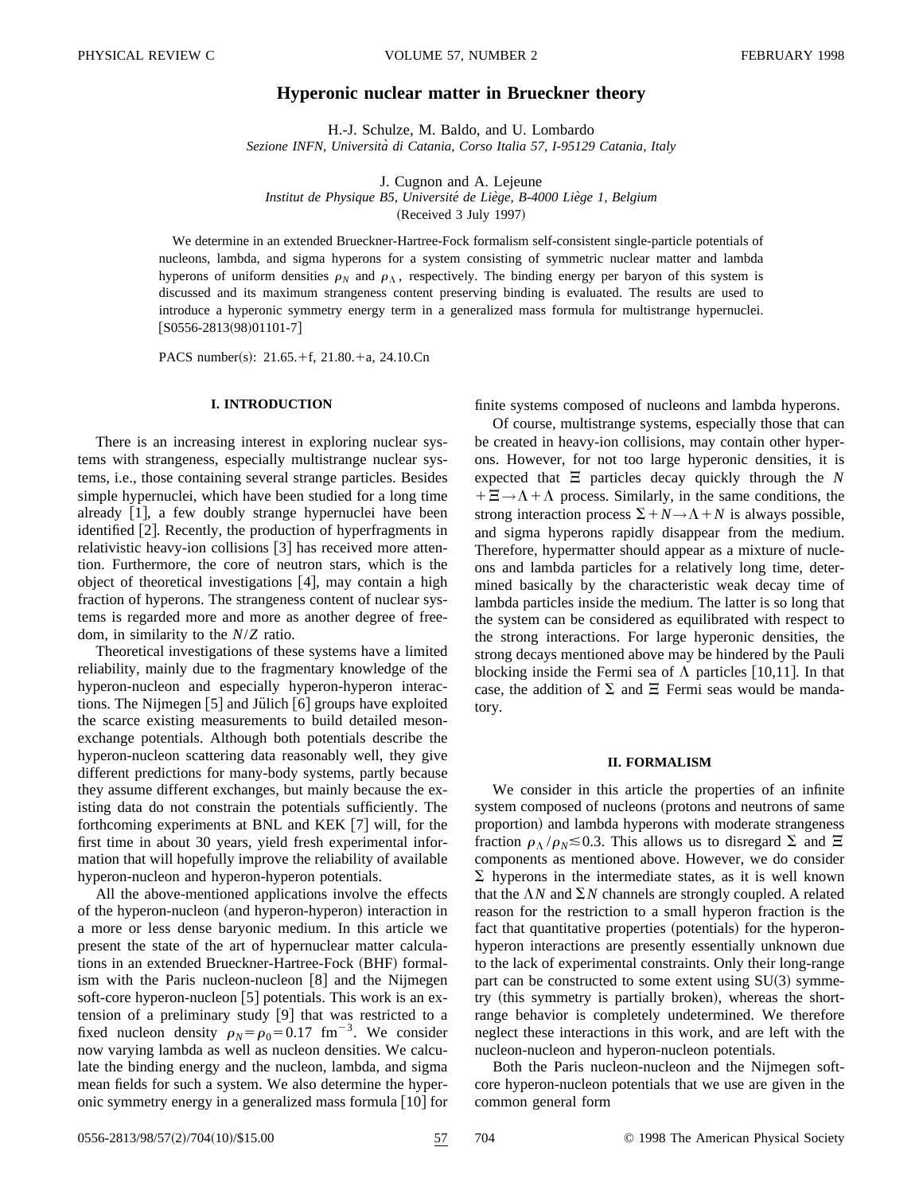# Hyperonic nuclear matter in Brueckner theory

H.-J. Schulze, M. Baldo, and U. Lombardo
*Sezione INFN, Università di Catania, Corso Italia 57, I-95129 Catania, Italy*

J. Cugnon and A. Lejeune
*Institut de Physique B5, Université de Liège, B-4000 Liège 1, Belgium*
(Received 3 July 1997)

We determine in an extended Brueckner-Hartree-Fock formalism self-consistent single-particle potentials of nucleons, lambda, and sigma hyperons for a system consisting of symmetric nuclear matter and lambda hyperons of uniform densities $\rho_N$ and $\rho_\Lambda$, respectively. The binding energy per baryon of this system is discussed and its maximum strangeness content preserving binding is evaluated. The results are used to introduce a hyperonic symmetry energy term in a generalized mass formula for multistrange hypernuclei. [S0556-2813(98)01101-7]

PACS number(s): 21.65.+f, 21.80.+a, 24.10.Cn

## I. INTRODUCTION

There is an increasing interest in exploring nuclear systems with strangeness, especially multistrange nuclear systems, i.e., those containing several strange particles. Besides simple hypernuclei, which have been studied for a long time already [1], a few doubly strange hypernuclei have been identified [2]. Recently, the production of hyperfragments in relativistic heavy-ion collisions [3] has received more attention. Furthermore, the core of neutron stars, which is the object of theoretical investigations [4], may contain a high fraction of hyperons. The strangeness content of nuclear systems is regarded more and more as another degree of freedom, in similarity to the $N/Z$ ratio.

Theoretical investigations of these systems have a limited reliability, mainly due to the fragmentary knowledge of the hyperon-nucleon and especially hyperon-hyperon interactions. The Nijmegen [5] and Jülich [6] groups have exploited the scarce existing measurements to build detailed meson-exchange potentials. Although both potentials describe the hyperon-nucleon scattering data reasonably well, they give different predictions for many-body systems, partly because they assume different exchanges, but mainly because the existing data do not constrain the potentials sufficiently. The forthcoming experiments at BNL and KEK [7] will, for the first time in about 30 years, yield fresh experimental information that will hopefully improve the reliability of available hyperon-nucleon and hyperon-hyperon potentials.

All the above-mentioned applications involve the effects of the hyperon-nucleon (and hyperon-hyperon) interaction in a more or less dense baryonic medium. In this article we present the state of the art of hypernuclear matter calculations in an extended Brueckner-Hartree-Fock (BHF) formalism with the Paris nucleon-nucleon [8] and the Nijmegen soft-core hyperon-nucleon [5] potentials. This work is an extension of a preliminary study [9] that was restricted to a fixed nucleon density $\rho_N=\rho_0=0.17\ \text{fm}^{-3}$. We consider now varying lambda as well as nucleon densities. We calculate the binding energy and the nucleon, lambda, and sigma mean fields for such a system. We also determine the hyperonic symmetry energy in a generalized mass formula [10] for finite systems composed of nucleons and lambda hyperons.

Of course, multistrange systems, especially those that can be created in heavy-ion collisions, may contain other hyperons. However, for not too large hyperonic densities, it is expected that $\Xi$ particles decay quickly through the $N+\Xi\rightarrow\Lambda+\Lambda$ process. Similarly, in the same conditions, the strong interaction process $\Sigma+N\rightarrow\Lambda+N$ is always possible, and sigma hyperons rapidly disappear from the medium. Therefore, hypermatter should appear as a mixture of nucleons and lambda particles for a relatively long time, determined basically by the characteristic weak decay time of lambda particles inside the medium. The latter is so long that the system can be considered as equilibrated with respect to the strong interactions. For large hyperonic densities, the strong decays mentioned above may be hindered by the Pauli blocking inside the Fermi sea of $\Lambda$ particles [10,11]. In that case, the addition of $\Sigma$ and $\Xi$ Fermi seas would be mandatory.

## II. FORMALISM

We consider in this article the properties of an infinite system composed of nucleons (protons and neutrons of same proportion) and lambda hyperons with moderate strangeness fraction $\rho_\Lambda/\rho_N\lesssim 0.3$. This allows us to disregard $\Sigma$ and $\Xi$ components as mentioned above. However, we do consider $\Sigma$ hyperons in the intermediate states, as it is well known that the $\Lambda N$ and $\Sigma N$ channels are strongly coupled. A related reason for the restriction to a small hyperon fraction is the fact that quantitative properties (potentials) for the hyperon-hyperon interactions are presently essentially unknown due to the lack of experimental constraints. Only their long-range part can be constructed to some extent using SU(3) symmetry (this symmetry is partially broken), whereas the short-range behavior is completely undetermined. We therefore neglect these interactions in this work, and are left with the nucleon-nucleon and hyperon-nucleon potentials.

Both the Paris nucleon-nucleon and the Nijmegen soft-core hyperon-nucleon potentials that we use are given in the common general form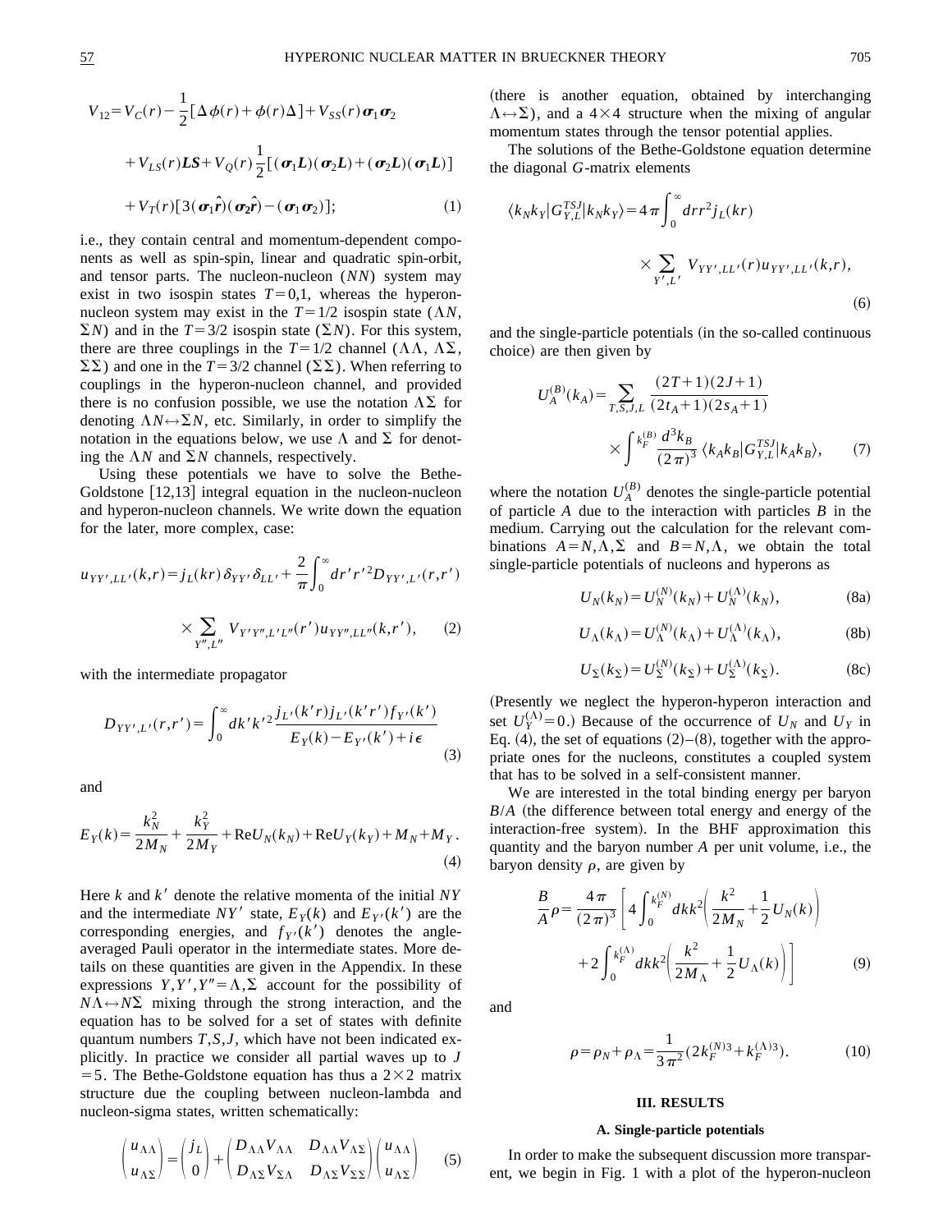$$V_{12}=V_C(r)-\frac{1}{2}[\Delta\phi(r)+\phi(r)\Delta]+V_{SS}(r)\boldsymbol{\sigma}_1\boldsymbol{\sigma}_2$$
$$+V_{LS}(r)\boldsymbol{LS}+V_Q(r)\frac{1}{2}[(\boldsymbol{\sigma}_1\boldsymbol{L})(\boldsymbol{\sigma}_2\boldsymbol{L})+(\boldsymbol{\sigma}_2\boldsymbol{L})(\boldsymbol{\sigma}_1\boldsymbol{L})]$$
$$+V_T(r)[3(\boldsymbol{\sigma}_1\hat{\boldsymbol{r}})(\boldsymbol{\sigma}_2\hat{\boldsymbol{r}})-(\boldsymbol{\sigma}_1\boldsymbol{\sigma}_2)]; \quad (1)$$

i.e., they contain central and momentum-dependent components as well as spin-spin, linear and quadratic spin-orbit, and tensor parts. The nucleon-nucleon ($NN$) system may exist in two isospin states $T=0,1$, whereas the hyperon-nucleon system may exist in the $T=1/2$ isospin state ($\Lambda N$, $\Sigma N$) and in the $T=3/2$ isospin state ($\Sigma N$). For this system, there are three couplings in the $T=1/2$ channel ($\Lambda\Lambda$, $\Lambda\Sigma$, $\Sigma\Sigma$) and one in the $T=3/2$ channel ($\Sigma\Sigma$). When referring to couplings in the hyperon-nucleon channel, and provided there is no confusion possible, we use the notation $\Lambda\Sigma$ for denoting $\Lambda N \leftrightarrow \Sigma N$, etc. Similarly, in order to simplify the notation in the equations below, we use $\Lambda$ and $\Sigma$ for denoting the $\Lambda N$ and $\Sigma N$ channels, respectively.

Using these potentials we have to solve the Bethe-Goldstone [12,13] integral equation in the nucleon-nucleon and hyperon-nucleon channels. We write down the equation for the later, more complex, case:

$$u_{YY',LL'}(k,r)=j_L(kr)\delta_{YY'}\delta_{LL'}+\frac{2}{\pi}\int_0^\infty dr' r'^2 D_{YY',L'}(r,r') \times \sum_{Y'',L''} V_{Y'Y'',L'L''}(r')u_{YY'',LL''}(k,r'), \quad (2)$$

with the intermediate propagator

$$D_{YY',L'}(r,r')=\int_0^\infty dk' k'^2 \frac{j_{L'}(k'r)j_{L'}(k'r')f_{Y'}(k')}{E_Y(k)-E_{Y'}(k')+i\epsilon} \quad (3)$$

and

$$E_Y(k)=\frac{k_N^2}{2M_N}+\frac{k_Y^2}{2M_Y}+\mathrm{Re}U_N(k_N)+\mathrm{Re}U_Y(k_Y)+M_N+M_Y. \quad (4)$$

Here $k$ and $k'$ denote the relative momenta of the initial $NY$ and the intermediate $NY'$ state, $E_Y(k)$ and $E_{Y'}(k')$ are the corresponding energies, and $f_{Y'}(k')$ denotes the angle-averaged Pauli operator in the intermediate states. More details on these quantities are given in the Appendix. In these expressions $Y,Y',Y''=\Lambda,\Sigma$ account for the possibility of $N\Lambda \leftrightarrow N\Sigma$ mixing through the strong interaction, and the equation has to be solved for a set of states with definite quantum numbers $T,S,J$, which have not been indicated explicitly. In practice we consider all partial waves up to $J=5$. The Bethe-Goldstone equation has thus a $2\times 2$ matrix structure due the coupling between nucleon-lambda and nucleon-sigma states, written schematically:

$$\begin{pmatrix} u_{\Lambda\Lambda} \\ u_{\Lambda\Sigma} \end{pmatrix}=\begin{pmatrix} j_L \\ 0 \end{pmatrix}+\begin{pmatrix} D_{\Lambda\Lambda}V_{\Lambda\Lambda} & D_{\Lambda\Lambda}V_{\Lambda\Sigma} \\ D_{\Lambda\Sigma}V_{\Sigma\Lambda} & D_{\Lambda\Sigma}V_{\Sigma\Sigma} \end{pmatrix}\begin{pmatrix} u_{\Lambda\Lambda} \\ u_{\Lambda\Sigma} \end{pmatrix} \quad (5)$$

(there is another equation, obtained by interchanging $\Lambda \leftrightarrow \Sigma$), and a $4\times 4$ structure when the mixing of angular momentum states through the tensor potential applies.

The solutions of the Bethe-Goldstone equation determine the diagonal $G$-matrix elements

$$\langle k_N k_Y | G_{Y,L}^{TSJ} | k_N k_Y \rangle = 4\pi \int_0^\infty dr r^2 j_L(kr) \times \sum_{Y',L'} V_{YY',LL'}(r) u_{YY',LL'}(k,r), \quad (6)$$

and the single-particle potentials (in the so-called continuous choice) are then given by

$$U_A^{(B)}(k_A)=\sum_{T,S,J,L}\frac{(2T+1)(2J+1)}{(2t_A+1)(2s_A+1)} \times \int^{k_F^{(B)}} \frac{d^3k_B}{(2\pi)^3}\langle k_A k_B | G_{Y,L}^{TSJ} | k_A k_B \rangle, \quad (7)$$

where the notation $U_A^{(B)}$ denotes the single-particle potential of particle $A$ due to the interaction with particles $B$ in the medium. Carrying out the calculation for the relevant combinations $A=N,\Lambda,\Sigma$ and $B=N,\Lambda$, we obtain the total single-particle potentials of nucleons and hyperons as

$$U_N(k_N)=U_N^{(N)}(k_N)+U_N^{(\Lambda)}(k_N), \quad (8a)$$

$$U_\Lambda(k_\Lambda)=U_\Lambda^{(N)}(k_\Lambda)+U_\Lambda^{(\Lambda)}(k_\Lambda), \quad (8b)$$

$$U_\Sigma(k_\Sigma)=U_\Sigma^{(N)}(k_\Sigma)+U_\Sigma^{(\Lambda)}(k_\Sigma). \quad (8c)$$

(Presently we neglect the hyperon-hyperon interaction and set $U_Y^{(\Lambda)}=0$.) Because of the occurrence of $U_N$ and $U_Y$ in Eq. (4), the set of equations (2)–(8), together with the appropriate ones for the nucleons, constitutes a coupled system that has to be solved in a self-consistent manner.

We are interested in the total binding energy per baryon $B/A$ (the difference between total energy and energy of the interaction-free system). In the BHF approximation this quantity and the baryon number $A$ per unit volume, i.e., the baryon density $\rho$, are given by

$$\frac{B}{A}\rho=\frac{4\pi}{(2\pi)^3}\left[4\int_0^{k_F^{(N)}} dk k^2\left(\frac{k^2}{2M_N}+\frac{1}{2}U_N(k)\right) +2\int_0^{k_F^{(\Lambda)}} dk k^2\left(\frac{k^2}{2M_\Lambda}+\frac{1}{2}U_\Lambda(k)\right)\right] \quad (9)$$

and

$$\rho=\rho_N+\rho_\Lambda=\frac{1}{3\pi^2}(2k_F^{(N)3}+k_F^{(\Lambda)3}). \quad (10)$$

## III. RESULTS

### A. Single-particle potentials

In order to make the subsequent discussion more transparent, we begin in Fig. 1 with a plot of the hyperon-nucleon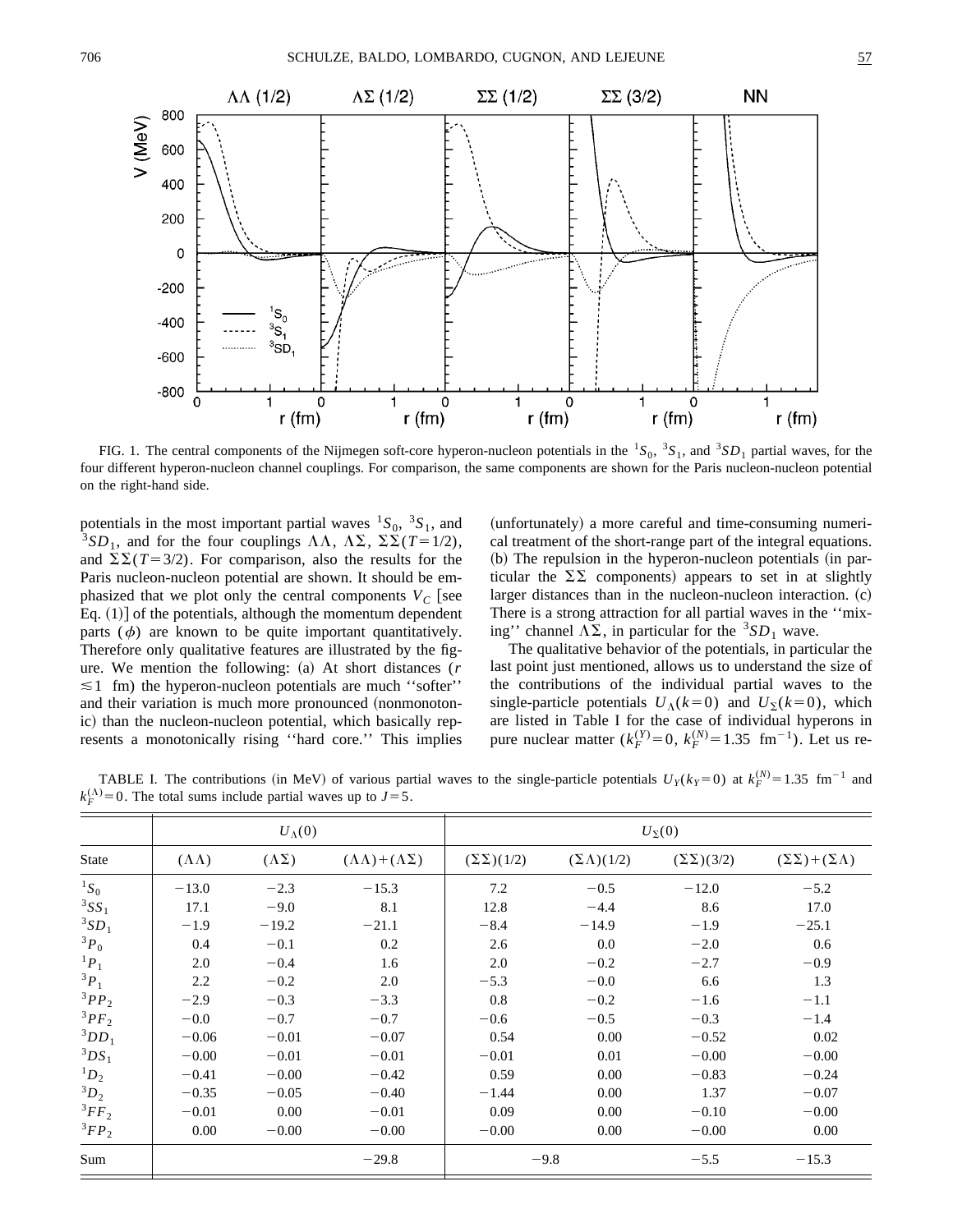FIG. 1. The central components of the Nijmegen soft-core hyperon-nucleon potentials in the $^1S_0$, $^3S_1$, and $^3SD_1$ partial waves, for the four different hyperon-nucleon channel couplings. For comparison, the same components are shown for the Paris nucleon-nucleon potential on the right-hand side.

potentials in the most important partial waves $^1S_0$, $^3S_1$, and $^3SD_1$, and for the four couplings $\Lambda\Lambda$, $\Lambda\Sigma$, $\Sigma\Sigma(T=1/2)$, and $\Sigma\Sigma(T=3/2)$. For comparison, also the results for the Paris nucleon-nucleon potential are shown. It should be emphasized that we plot only the central components $V_C$ [see Eq. (1)] of the potentials, although the momentum dependent parts ($\phi$) are known to be quite important quantitatively. Therefore only qualitative features are illustrated by the figure. We mention the following: (a) At short distances ($r \lesssim 1$ fm) the hyperon-nucleon potentials are much ''softer'' and their variation is much more pronounced (nonmonotonic) than the nucleon-nucleon potential, which basically represents a monotonically rising ''hard core.'' This implies (unfortunately) a more careful and time-consuming numerical treatment of the short-range part of the integral equations. (b) The repulsion in the hyperon-nucleon potentials (in particular the $\Sigma\Sigma$ components) appears to set in at slightly larger distances than in the nucleon-nucleon interaction. (c) There is a strong attraction for all partial waves in the ''mixing'' channel $\Lambda\Sigma$, in particular for the $^3SD_1$ wave.

The qualitative behavior of the potentials, in particular the last point just mentioned, allows us to understand the size of the contributions of the individual partial waves to the single-particle potentials $U_\Lambda(k=0)$ and $U_\Sigma(k=0)$, which are listed in Table I for the case of individual hyperons in pure nuclear matter ($k_F^{(Y)}=0$, $k_F^{(N)}=1.35$ fm$^{-1}$). Let us re-

TABLE I. The contributions (in MeV) of various partial waves to the single-particle potentials $U_Y(k_Y=0)$ at $k_F^{(N)}=1.35$ fm$^{-1}$ and $k_F^{(\Lambda)}=0$. The total sums include partial waves up to $J=5$.

| | $U_\Lambda(0)$ | | | $U_\Sigma(0)$ | | | |
|---|---|---|---|---|---|---|---|
| State | $(\Lambda\Lambda)$ | $(\Lambda\Sigma)$ | $(\Lambda\Lambda)+(\Lambda\Sigma)$ | $(\Sigma\Sigma)(1/2)$ | $(\Sigma\Lambda)(1/2)$ | $(\Sigma\Sigma)(3/2)$ | $(\Sigma\Sigma)+(\Sigma\Lambda)$ |
| $^1S_0$ | −13.0 | −2.3 | −15.3 | 7.2 | −0.5 | −12.0 | −5.2 |
| $^3SS_1$ | 17.1 | −9.0 | 8.1 | 12.8 | −4.4 | 8.6 | 17.0 |
| $^3SD_1$ | −1.9 | −19.2 | −21.1 | −8.4 | −14.9 | −1.9 | −25.1 |
| $^3P_0$ | 0.4 | −0.1 | 0.2 | 2.6 | 0.0 | −2.0 | 0.6 |
| $^1P_1$ | 2.0 | −0.4 | 1.6 | 2.0 | −0.2 | −2.7 | −0.9 |
| $^3P_1$ | 2.2 | −0.2 | 2.0 | −5.3 | −0.0 | 6.6 | 1.3 |
| $^3PP_2$ | −2.9 | −0.3 | −3.3 | 0.8 | −0.2 | −1.6 | −1.1 |
| $^3PF_2$ | −0.0 | −0.7 | −0.7 | −0.6 | −0.5 | −0.3 | −1.4 |
| $^3DD_1$ | −0.06 | −0.01 | −0.07 | 0.54 | 0.00 | −0.52 | 0.02 |
| $^3DS_1$ | −0.00 | −0.01 | −0.01 | −0.01 | 0.01 | −0.00 | −0.00 |
| $^1D_2$ | −0.41 | −0.00 | −0.42 | 0.59 | 0.00 | −0.83 | −0.24 |
| $^3D_2$ | −0.35 | −0.05 | −0.40 | −1.44 | 0.00 | 1.37 | −0.07 |
| $^3FF_2$ | −0.01 | 0.00 | −0.01 | 0.09 | 0.00 | −0.10 | −0.00 |
| $^3FP_2$ | 0.00 | −0.00 | −0.00 | −0.00 | 0.00 | −0.00 | 0.00 |
| Sum | | | −29.8 | −9.8 | | −5.5 | −15.3 |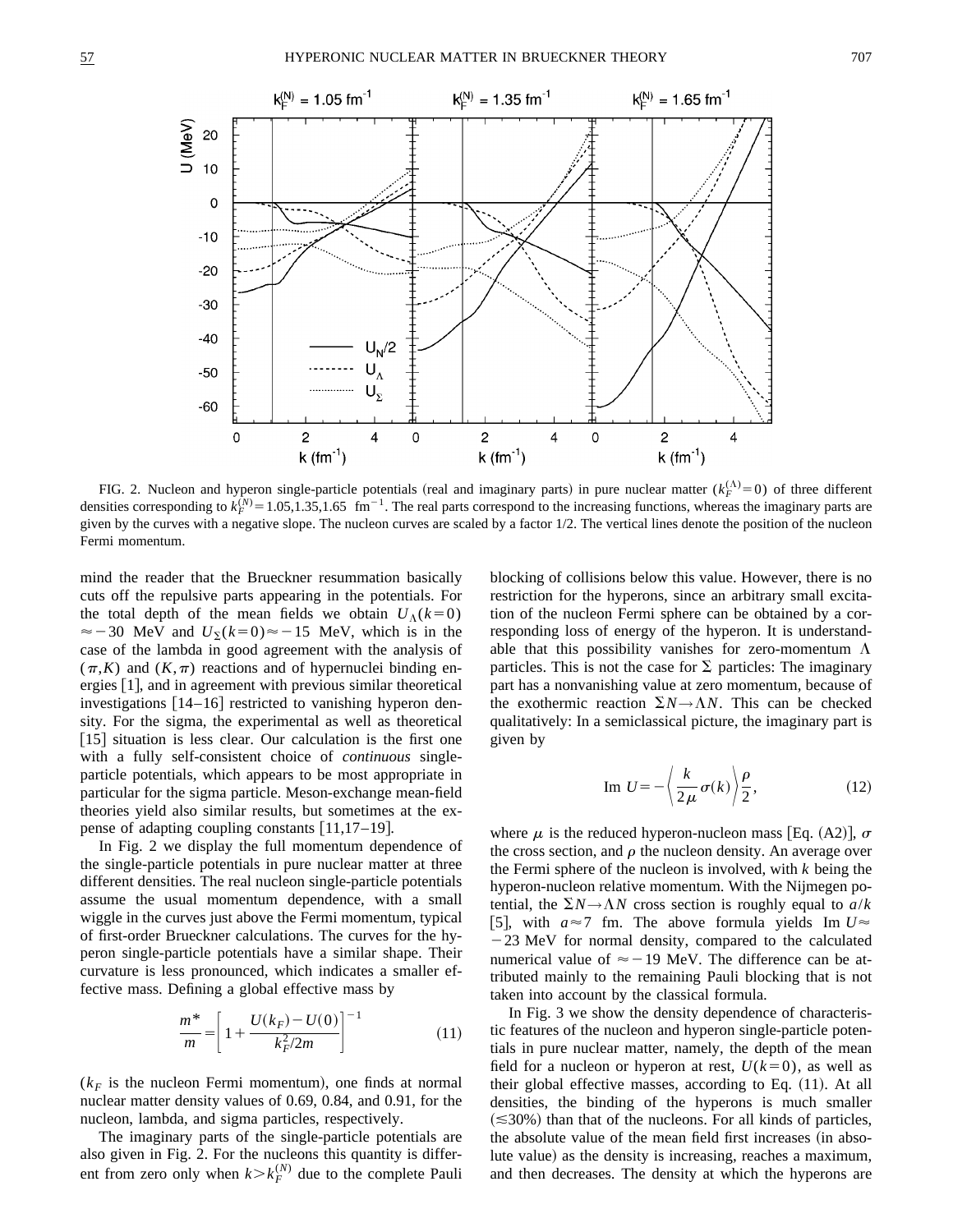FIG. 2. Nucleon and hyperon single-particle potentials (real and imaginary parts) in pure nuclear matter ($k_F^{(\Lambda)}=0$) of three different densities corresponding to $k_F^{(N)}=1.05,1.35,1.65$ fm$^{-1}$. The real parts correspond to the increasing functions, whereas the imaginary parts are given by the curves with a negative slope. The nucleon curves are scaled by a factor 1/2. The vertical lines denote the position of the nucleon Fermi momentum.

mind the reader that the Brueckner resummation basically cuts off the repulsive parts appearing in the potentials. For the total depth of the mean fields we obtain $U_\Lambda(k=0) \approx -30$ MeV and $U_\Sigma(k=0)\approx -15$ MeV, which is in the case of the lambda in good agreement with the analysis of $(\pi,K)$ and $(K,\pi)$ reactions and of hypernuclei binding energies [1], and in agreement with previous similar theoretical investigations [14–16] restricted to vanishing hyperon density. For the sigma, the experimental as well as theoretical [15] situation is less clear. Our calculation is the first one with a fully self-consistent choice of *continuous* single-particle potentials, which appears to be most appropriate in particular for the sigma particle. Meson-exchange mean-field theories yield also similar results, but sometimes at the expense of adapting coupling constants [11,17–19].

In Fig. 2 we display the full momentum dependence of the single-particle potentials in pure nuclear matter at three different densities. The real nucleon single-particle potentials assume the usual momentum dependence, with a small wiggle in the curves just above the Fermi momentum, typical of first-order Brueckner calculations. The curves for the hyperon single-particle potentials have a similar shape. Their curvature is less pronounced, which indicates a smaller effective mass. Defining a global effective mass by

$$\frac{m^*}{m}=\left[1+\frac{U(k_F)-U(0)}{k_F^2/2m}\right]^{-1} \tag{11}$$

($k_F$ is the nucleon Fermi momentum), one finds at normal nuclear matter density values of 0.69, 0.84, and 0.91, for the nucleon, lambda, and sigma particles, respectively.

The imaginary parts of the single-particle potentials are also given in Fig. 2. For the nucleons this quantity is different from zero only when $k>k_F^{(N)}$ due to the complete Pauli blocking of collisions below this value. However, there is no restriction for the hyperons, since an arbitrary small excitation of the nucleon Fermi sphere can be obtained by a corresponding loss of energy of the hyperon. It is understandable that this possibility vanishes for zero-momentum $\Lambda$ particles. This is not the case for $\Sigma$ particles: The imaginary part has a nonvanishing value at zero momentum, because of the exothermic reaction $\Sigma N\to\Lambda N$. This can be checked qualitatively: In a semiclassical picture, the imaginary part is given by

$$\text{Im } U=-\left\langle \frac{k}{2\mu}\sigma(k)\right\rangle \frac{\rho}{2}, \tag{12}$$

where $\mu$ is the reduced hyperon-nucleon mass [Eq. (A2)], $\sigma$ the cross section, and $\rho$ the nucleon density. An average over the Fermi sphere of the nucleon is involved, with $k$ being the hyperon-nucleon relative momentum. With the Nijmegen potential, the $\Sigma N\to\Lambda N$ cross section is roughly equal to $a/k$ [5], with $a\approx 7$ fm. The above formula yields Im $U\approx -23$ MeV for normal density, compared to the calculated numerical value of $\approx -19$ MeV. The difference can be attributed mainly to the remaining Pauli blocking that is not taken into account by the classical formula.

In Fig. 3 we show the density dependence of characteristic features of the nucleon and hyperon single-particle potentials in pure nuclear matter, namely, the depth of the mean field for a nucleon or hyperon at rest, $U(k=0)$, as well as their global effective masses, according to Eq. (11). At all densities, the binding of the hyperons is much smaller ($\lesssim$30%) than that of the nucleons. For all kinds of particles, the absolute value of the mean field first increases (in absolute value) as the density is increasing, reaches a maximum, and then decreases. The density at which the hyperons are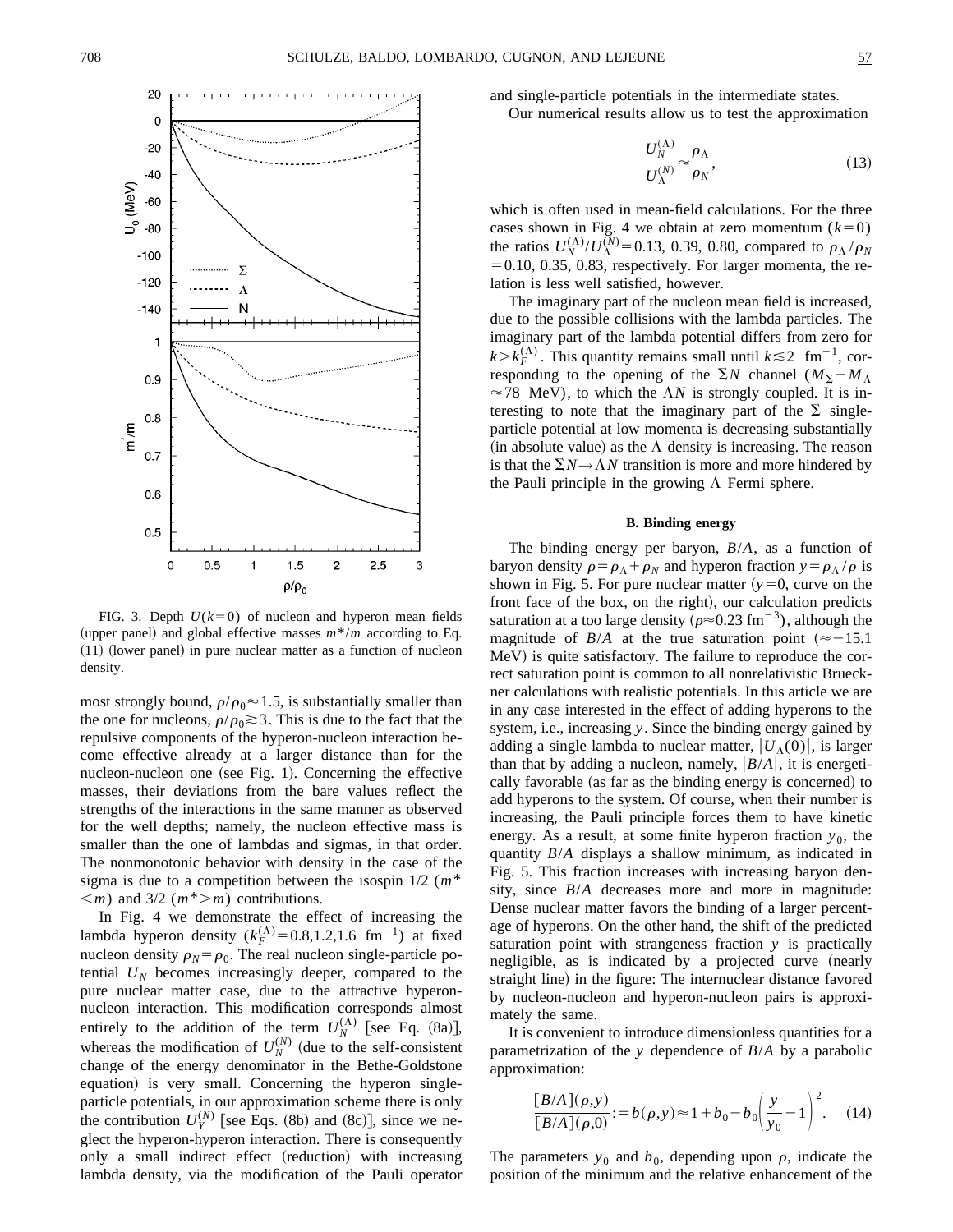FIG. 3. Depth $U(k=0)$ of nucleon and hyperon mean fields (upper panel) and global effective masses $m^*/m$ according to Eq. (11) (lower panel) in pure nuclear matter as a function of nucleon density.

most strongly bound, $\rho/\rho_0 \approx 1.5$, is substantially smaller than the one for nucleons, $\rho/\rho_0 \gtrsim 3$. This is due to the fact that the repulsive components of the hyperon-nucleon interaction become effective already at a larger distance than for the nucleon-nucleon one (see Fig. 1). Concerning the effective masses, their deviations from the bare values reflect the strengths of the interactions in the same manner as observed for the well depths; namely, the nucleon effective mass is smaller than the one of lambdas and sigmas, in that order. The nonmonotonic behavior with density in the case of the sigma is due to a competition between the isospin 1/2 ($m^* < m$) and 3/2 ($m^* > m$) contributions.

In Fig. 4 we demonstrate the effect of increasing the lambda hyperon density ($k_F^{(\Lambda)} = 0.8, 1.2, 1.6\ \text{fm}^{-1}$) at fixed nucleon density $\rho_N = \rho_0$. The real nucleon single-particle potential $U_N$ becomes increasingly deeper, compared to the pure nuclear matter case, due to the attractive hyperon-nucleon interaction. This modification corresponds almost entirely to the addition of the term $U_N^{(\Lambda)}$ [see Eq. (8a)], whereas the modification of $U_N^{(N)}$ (due to the self-consistent change of the energy denominator in the Bethe-Goldstone equation) is very small. Concerning the hyperon single-particle potentials, in our approximation scheme there is only the contribution $U_Y^{(N)}$ [see Eqs. (8b) and (8c)], since we neglect the hyperon-hyperon interaction. There is consequently only a small indirect effect (reduction) with increasing lambda density, via the modification of the Pauli operator and single-particle potentials in the intermediate states.

Our numerical results allow us to test the approximation

$$\frac{U_N^{(\Lambda)}}{U_\Lambda^{(N)}} \approx \frac{\rho_\Lambda}{\rho_N}, \tag{13}$$

which is often used in mean-field calculations. For the three cases shown in Fig. 4 we obtain at zero momentum ($k=0$) the ratios $U_N^{(\Lambda)}/U_\Lambda^{(N)} = 0.13, 0.39, 0.80$, compared to $\rho_\Lambda/\rho_N = 0.10, 0.35, 0.83$, respectively. For larger momenta, the relation is less well satisfied, however.

The imaginary part of the nucleon mean field is increased, due to the possible collisions with the lambda particles. The imaginary part of the lambda potential differs from zero for $k > k_F^{(\Lambda)}$. This quantity remains small until $k \lesssim 2\ \text{fm}^{-1}$, corresponding to the opening of the $\Sigma N$ channel ($M_\Sigma - M_\Lambda \approx 78$ MeV), to which the $\Lambda N$ is strongly coupled. It is interesting to note that the imaginary part of the $\Sigma$ single-particle potential at low momenta is decreasing substantially (in absolute value) as the $\Lambda$ density is increasing. The reason is that the $\Sigma N \to \Lambda N$ transition is more and more hindered by the Pauli principle in the growing $\Lambda$ Fermi sphere.

### B. Binding energy

The binding energy per baryon, $B/A$, as a function of baryon density $\rho = \rho_\Lambda + \rho_N$ and hyperon fraction $y = \rho_\Lambda/\rho$ is shown in Fig. 5. For pure nuclear matter ($y=0$, curve on the front face of the box, on the right), our calculation predicts saturation at a too large density ($\rho \approx 0.23\ \text{fm}^{-3}$), although the magnitude of $B/A$ at the true saturation point ($\approx -15.1$ MeV) is quite satisfactory. The failure to reproduce the correct saturation point is common to all nonrelativistic Brueckner calculations with realistic potentials. In this article we are in any case interested in the effect of adding hyperons to the system, i.e., increasing $y$. Since the binding energy gained by adding a single lambda to nuclear matter, $|U_\Lambda(0)|$, is larger than that by adding a nucleon, namely, $|B/A|$, it is energetically favorable (as far as the binding energy is concerned) to add hyperons to the system. Of course, when their number is increasing, the Pauli principle forces them to have kinetic energy. As a result, at some finite hyperon fraction $y_0$, the quantity $B/A$ displays a shallow minimum, as indicated in Fig. 5. This fraction increases with increasing baryon density, since $B/A$ decreases more and more in magnitude: Dense nuclear matter favors the binding of a larger percentage of hyperons. On the other hand, the shift of the predicted saturation point with strangeness fraction $y$ is practically negligible, as is indicated by a projected curve (nearly straight line) in the figure: The internuclear distance favored by nucleon-nucleon and hyperon-nucleon pairs is approximately the same.

It is convenient to introduce dimensionless quantities for a parametrization of the $y$ dependence of $B/A$ by a parabolic approximation:

$$\frac{[B/A](\rho,y)}{[B/A](\rho,0)} := b(\rho,y) \approx 1 + b_0 - b_0\left(\frac{y}{y_0} - 1\right)^2. \tag{14}$$

The parameters $y_0$ and $b_0$, depending upon $\rho$, indicate the position of the minimum and the relative enhancement of the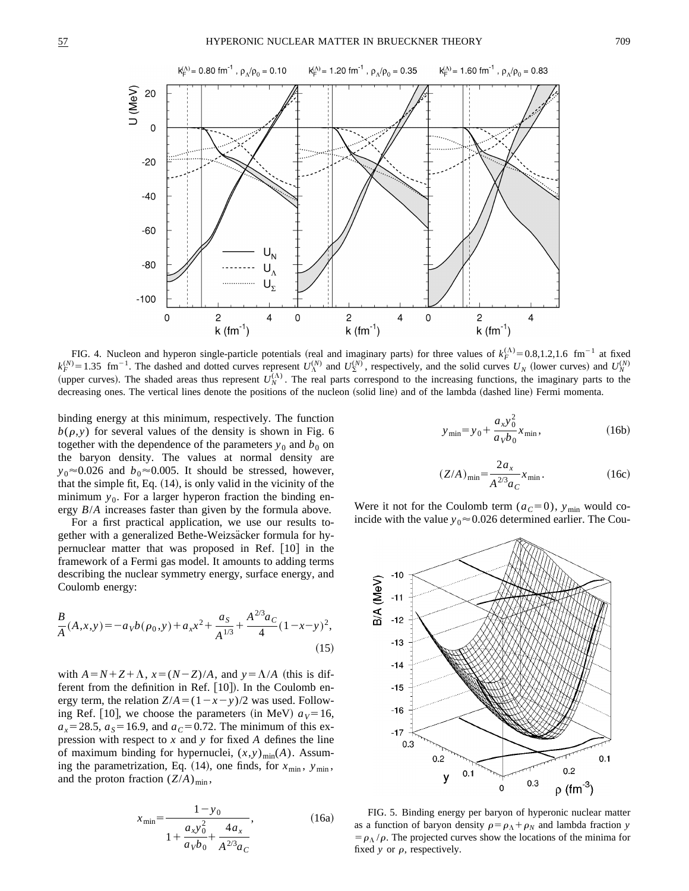FIG. 4. Nucleon and hyperon single-particle potentials (real and imaginary parts) for three values of $k_F^{(\Lambda)}=0.8,1.2,1.6\ \mathrm{fm}^{-1}$ at fixed $k_F^{(N)}=1.35\ \mathrm{fm}^{-1}$. The dashed and dotted curves represent $U_\Lambda^{(N)}$ and $U_\Sigma^{(N)}$, respectively, and the solid curves $U_N$ (lower curves) and $U_N^{(N)}$ (upper curves). The shaded areas thus represent $U_N^{(\Lambda)}$. The real parts correspond to the increasing functions, the imaginary parts to the decreasing ones. The vertical lines denote the positions of the nucleon (solid line) and of the lambda (dashed line) Fermi momenta.

binding energy at this minimum, respectively. The function $b(\rho,y)$ for several values of the density is shown in Fig. 6 together with the dependence of the parameters $y_0$ and $b_0$ on the baryon density. The values at normal density are $y_0 \approx 0.026$ and $b_0 \approx 0.005$. It should be stressed, however, that the simple fit, Eq. (14), is only valid in the vicinity of the minimum $y_0$. For a larger hyperon fraction the binding energy $B/A$ increases faster than given by the formula above.

For a first practical application, we use our results together with a generalized Bethe-Weizsäcker formula for hypernuclear matter that was proposed in Ref. [10] in the framework of a Fermi gas model. It amounts to adding terms describing the nuclear symmetry energy, surface energy, and Coulomb energy:

$$\frac{B}{A}(A,x,y) = -a_V b(\rho_0,y) + a_x x^2 + \frac{a_S}{A^{1/3}} + \frac{A^{2/3}a_C}{4}(1-x-y)^2, \tag{15}$$

with $A=N+Z+\Lambda$, $x=(N-Z)/A$, and $y=\Lambda/A$ (this is different from the definition in Ref. [10]). In the Coulomb energy term, the relation $Z/A=(1-x-y)/2$ was used. Following Ref. [10], we choose the parameters (in MeV) $a_V=16$, $a_x=28.5$, $a_S=16.9$, and $a_C=0.72$. The minimum of this expression with respect to $x$ and $y$ for fixed $A$ defines the line of maximum binding for hypernuclei, $(x,y)_{\min}(A)$. Assuming the parametrization, Eq. (14), one finds, for $x_{\min}$, $y_{\min}$, and the proton fraction $(Z/A)_{\min}$,

$$x_{\min} = \frac{1-y_0}{1+\dfrac{a_x y_0^2}{a_V b_0} + \dfrac{4a_x}{A^{2/3}a_C}}, \tag{16a}$$

$$y_{\min} = y_0 + \frac{a_x y_0^2}{a_V b_0} x_{\min}, \tag{16b}$$

$$(Z/A)_{\min} = \frac{2a_x}{A^{2/3}a_C} x_{\min}. \tag{16c}$$

Were it not for the Coulomb term ($a_C=0$), $y_{\min}$ would coincide with the value $y_0 \approx 0.026$ determined earlier. The Cou-

FIG. 5. Binding energy per baryon of hyperonic nuclear matter as a function of baryon density $\rho=\rho_\Lambda+\rho_N$ and lambda fraction $y=\rho_\Lambda/\rho$. The projected curves show the locations of the minima for fixed $y$ or $\rho$, respectively.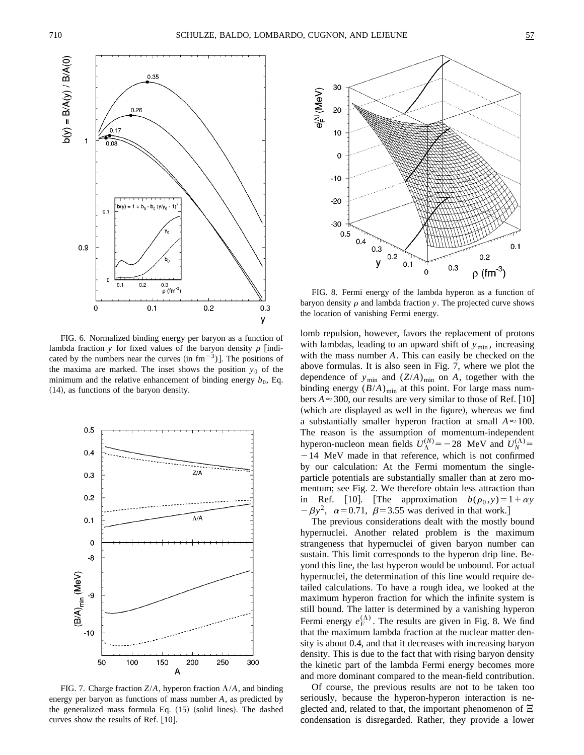FIG. 6. Normalized binding energy per baryon as a function of lambda fraction $y$ for fixed values of the baryon density $\rho$ [indicated by the numbers near the curves (in $\mathrm{fm}^{-3}$)]. The positions of the maxima are marked. The inset shows the position $y_0$ of the minimum and the relative enhancement of binding energy $b_0$, Eq. (14), as functions of the baryon density.

FIG. 7. Charge fraction $Z/A$, hyperon fraction $\Lambda/A$, and binding energy per baryon as functions of mass number $A$, as predicted by the generalized mass formula Eq. (15) (solid lines). The dashed curves show the results of Ref. [10].

FIG. 8. Fermi energy of the lambda hyperon as a function of baryon density $\rho$ and lambda fraction $y$. The projected curve shows the location of vanishing Fermi energy.

lomb repulsion, however, favors the replacement of protons with lambdas, leading to an upward shift of $y_{\min}$, increasing with the mass number $A$. This can easily be checked on the above formulas. It is also seen in Fig. 7, where we plot the dependence of $y_{\min}$ and $(Z/A)_{\min}$ on $A$, together with the binding energy $(B/A)_{\min}$ at this point. For large mass numbers $A \approx 300$, our results are very similar to those of Ref. [10] (which are displayed as well in the figure), whereas we find a substantially smaller hyperon fraction at small $A \approx 100$. The reason is the assumption of momentum-independent hyperon-nucleon mean fields $U_\Lambda^{(N)} = -28$ MeV and $U_N^{(\Lambda)} = -14$ MeV made in that reference, which is not confirmed by our calculation: At the Fermi momentum the single-particle potentials are substantially smaller than at zero momentum; see Fig. 2. We therefore obtain less attraction than in Ref. [10]. [The approximation $b(\rho_0, y) = 1 + \alpha y - \beta y^2$, $\alpha = 0.71$, $\beta = 3.55$ was derived in that work.]

The previous considerations dealt with the mostly bound hypernuclei. Another related problem is the maximum strangeness that hypernuclei of given baryon number can sustain. This limit corresponds to the hyperon drip line. Beyond this line, the last hyperon would be unbound. For actual hypernuclei, the determination of this line would require detailed calculations. To have a rough idea, we looked at the maximum hyperon fraction for which the infinite system is still bound. The latter is determined by a vanishing hyperon Fermi energy $e_F^{(\Lambda)}$. The results are given in Fig. 8. We find that the maximum lambda fraction at the nuclear matter density is about 0.4, and that it decreases with increasing baryon density. This is due to the fact that with rising baryon density the kinetic part of the lambda Fermi energy becomes more and more dominant compared to the mean-field contribution.

Of course, the previous results are not to be taken too seriously, because the hyperon-hyperon interaction is neglected and, related to that, the important phenomenon of $\Xi$ condensation is disregarded. Rather, they provide a lower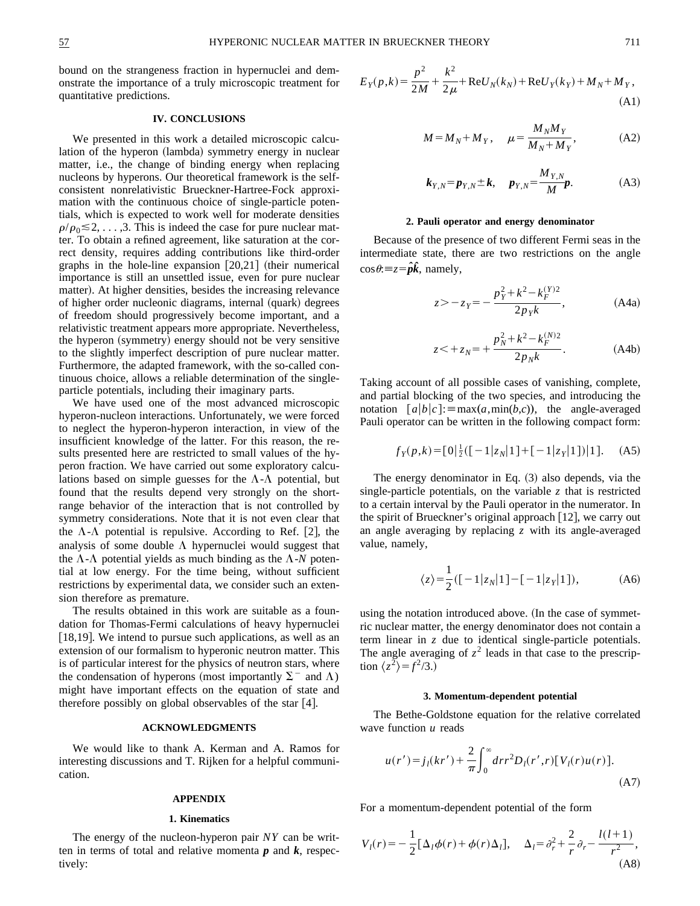bound on the strangeness fraction in hypernuclei and demonstrate the importance of a truly microscopic treatment for quantitative predictions.

## IV. CONCLUSIONS

We presented in this work a detailed microscopic calculation of the hyperon (lambda) symmetry energy in nuclear matter, i.e., the change of binding energy when replacing nucleons by hyperons. Our theoretical framework is the self-consistent nonrelativistic Brueckner-Hartree-Fock approximation with the continuous choice of single-particle potentials, which is expected to work well for moderate densities $\rho/\rho_0 \lesssim 2,\ldots,3$. This is indeed the case for pure nuclear matter. To obtain a refined agreement, like saturation at the correct density, requires adding contributions like third-order graphs in the hole-line expansion [20,21] (their numerical importance is still an unsettled issue, even for pure nuclear matter). At higher densities, besides the increasing relevance of higher order nucleonic diagrams, internal (quark) degrees of freedom should progressively become important, and a relativistic treatment appears more appropriate. Nevertheless, the hyperon (symmetry) energy should not be very sensitive to the slightly imperfect description of pure nuclear matter. Furthermore, the adapted framework, with the so-called continuous choice, allows a reliable determination of the single-particle potentials, including their imaginary parts.

We have used one of the most advanced microscopic hyperon-nucleon interactions. Unfortunately, we were forced to neglect the hyperon-hyperon interaction, in view of the insufficient knowledge of the latter. For this reason, the results presented here are restricted to small values of the hyperon fraction. We have carried out some exploratory calculations based on simple guesses for the $\Lambda$-$\Lambda$ potential, but found that the results depend very strongly on the short-range behavior of the interaction that is not controlled by symmetry considerations. Note that it is not even clear that the $\Lambda$-$\Lambda$ potential is repulsive. According to Ref. [2], the analysis of some double $\Lambda$ hypernuclei would suggest that the $\Lambda$-$\Lambda$ potential yields as much binding as the $\Lambda$-$N$ potential at low energy. For the time being, without sufficient restrictions by experimental data, we consider such an extension therefore as premature.

The results obtained in this work are suitable as a foundation for Thomas-Fermi calculations of heavy hypernuclei [18,19]. We intend to pursue such applications, as well as an extension of our formalism to hyperonic neutron matter. This is of particular interest for the physics of neutron stars, where the condensation of hyperons (most importantly $\Sigma^-$ and $\Lambda$) might have important effects on the equation of state and therefore possibly on global observables of the star [4].

## ACKNOWLEDGMENTS

We would like to thank A. Kerman and A. Ramos for interesting discussions and T. Rijken for a helpful communication.

## APPENDIX

### 1. Kinematics

The energy of the nucleon-hyperon pair $NY$ can be written in terms of total and relative momenta $\boldsymbol{p}$ and $\boldsymbol{k}$, respectively:

$$E_Y(p,k) = \frac{p^2}{2M} + \frac{k^2}{2\mu} + \mathrm{Re}U_N(k_N) + \mathrm{Re}U_Y(k_Y) + M_N + M_Y, \tag{A1}$$

$$M = M_N + M_Y, \quad \mu = \frac{M_N M_Y}{M_N + M_Y}, \tag{A2}$$

$$\boldsymbol{k}_{Y,N} = \boldsymbol{p}_{Y,N} \pm \boldsymbol{k}, \quad \boldsymbol{p}_{Y,N} = \frac{M_{Y,N}}{M}\boldsymbol{p}. \tag{A3}$$

### 2. Pauli operator and energy denominator

Because of the presence of two different Fermi seas in the intermediate state, there are two restrictions on the angle $\cos\theta :\equiv z = \hat{\boldsymbol{p}}\hat{\boldsymbol{k}}$, namely,

$$z > -z_Y = -\frac{p_Y^2 + k^2 - k_F^{(Y)2}}{2p_Y k}, \tag{A4a}$$

$$z < +z_N = +\frac{p_N^2 + k^2 - k_F^{(N)2}}{2p_N k}. \tag{A4b}$$

Taking account of all possible cases of vanishing, complete, and partial blocking of the two species, and introducing the notation $[a|b|c] :\equiv \max(a,\min(b,c))$, the angle-averaged Pauli operator can be written in the following compact form:

$$f_Y(p,k) = [0|\tfrac{1}{2}([-1|z_N|1] + [-1|z_Y|1])|1]. \tag{A5}$$

The energy denominator in Eq. (3) also depends, via the single-particle potentials, on the variable $z$ that is restricted to a certain interval by the Pauli operator in the numerator. In the spirit of Brueckner's original approach [12], we carry out an angle averaging by replacing $z$ with its angle-averaged value, namely,

$$\langle z \rangle = \frac{1}{2}([-1|z_N|1] - [-1|z_Y|1]), \tag{A6}$$

using the notation introduced above. (In the case of symmetric nuclear matter, the energy denominator does not contain a term linear in $z$ due to identical single-particle potentials. The angle averaging of $z^2$ leads in that case to the prescription $\langle z^2 \rangle = f^2/3$.)

### 3. Momentum-dependent potential

The Bethe-Goldstone equation for the relative correlated wave function $u$ reads

$$u(r') = j_l(kr') + \frac{2}{\pi}\int_0^\infty dr r^2 D_l(r',r)[V_l(r)u(r)]. \tag{A7}$$

For a momentum-dependent potential of the form

$$V_l(r) = -\frac{1}{2}[\Delta_l \phi(r) + \phi(r)\Delta_l], \quad \Delta_l = \partial_r^2 + \frac{2}{r}\partial_r - \frac{l(l+1)}{r^2}, \tag{A8}$$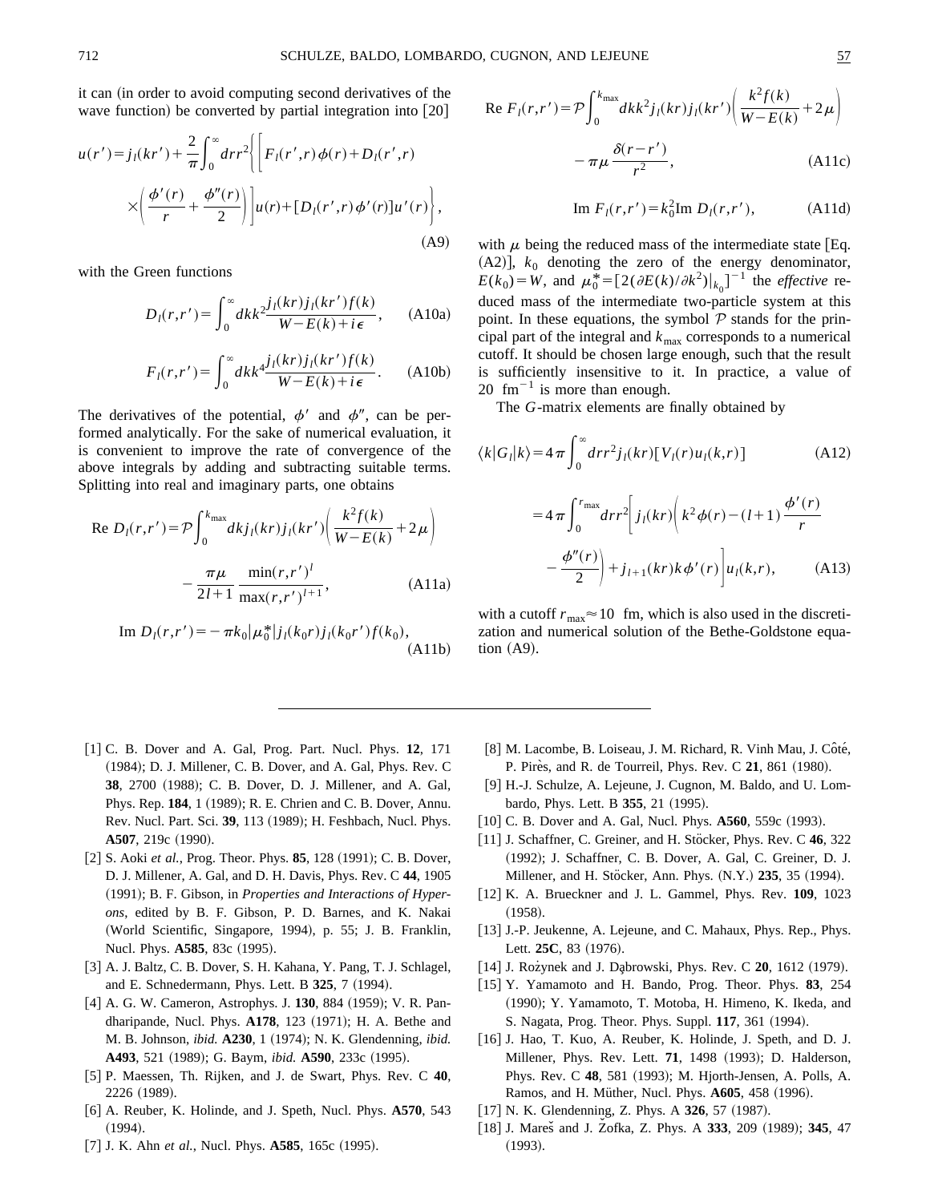it can (in order to avoid computing second derivatives of the wave function) be converted by partial integration into [20]

$$u(r')=j_l(kr')+\frac{2}{\pi}\int_0^\infty dr r^2\left\{\left[F_l(r',r)\phi(r)+D_l(r',r)\right.\right.$$
$$\left.\left.\times\left(\frac{\phi'(r)}{r}+\frac{\phi''(r)}{2}\right)\right]u(r)+[D_l(r',r)\phi'(r)]u'(r)\right\},\qquad\text{(A9)}$$

with the Green functions

$$D_l(r,r')=\int_0^\infty dk k^2\frac{j_l(kr)j_l(kr')f(k)}{W-E(k)+i\epsilon},\qquad\text{(A10a)}$$

$$F_l(r,r')=\int_0^\infty dk k^4\frac{j_l(kr)j_l(kr')f(k)}{W-E(k)+i\epsilon}.\qquad\text{(A10b)}$$

The derivatives of the potential, $\phi'$ and $\phi''$, can be performed analytically. For the sake of numerical evaluation, it is convenient to improve the rate of convergence of the above integrals by adding and subtracting suitable terms. Splitting into real and imaginary parts, one obtains

$$\text{Re } D_l(r,r')=\mathcal{P}\int_0^{k_{\max}}dk j_l(kr)j_l(kr')\left(\frac{k^2f(k)}{W-E(k)}+2\mu\right)$$
$$-\frac{\pi\mu}{2l+1}\frac{\min(r,r')^l}{\max(r,r')^{l+1}},\qquad\text{(A11a)}$$

$$\text{Im } D_l(r,r')=-\pi k_0|\mu_0^*|j_l(k_0r)j_l(k_0r')f(k_0),\qquad\text{(A11b)}$$

$$\text{Re } F_l(r,r')=\mathcal{P}\int_0^{k_{\max}}dk k^2 j_l(kr)j_l(kr')\left(\frac{k^2f(k)}{W-E(k)}+2\mu\right)$$
$$-\pi\mu\frac{\delta(r-r')}{r^2},\qquad\text{(A11c)}$$

$$\text{Im } F_l(r,r')=k_0^2\text{Im } D_l(r,r'),\qquad\text{(A11d)}$$

with $\mu$ being the reduced mass of the intermediate state [Eq. (A2)], $k_0$ denoting the zero of the energy denominator, $E(k_0)=W$, and $\mu_0^*=[2(\partial E(k)/\partial k^2)|_{k_0}]^{-1}$ the *effective* reduced mass of the intermediate two-particle system at this point. In these equations, the symbol $\mathcal{P}$ stands for the principal part of the integral and $k_{\max}$ corresponds to a numerical cutoff. It should be chosen large enough, such that the result is sufficiently insensitive to it. In practice, a value of 20 fm$^{-1}$ is more than enough.

The $G$-matrix elements are finally obtained by

$$\langle k|G_l|k\rangle=4\pi\int_0^\infty dr r^2 j_l(kr)[V_l(r)u_l(k,r)]\qquad\text{(A12)}$$

$$=4\pi\int_0^{r_{\max}}dr r^2\left[j_l(kr)\left(k^2\phi(r)-(l+1)\frac{\phi'(r)}{r}\right.\right.$$
$$\left.\left.-\frac{\phi''(r)}{2}\right)+j_{l+1}(kr)k\phi'(r)\right]u_l(k,r),\qquad\text{(A13)}$$

with a cutoff $r_{\max}\approx 10$ fm, which is also used in the discretization and numerical solution of the Bethe-Goldstone equation (A9).

---

[1] C. B. Dover and A. Gal, Prog. Part. Nucl. Phys. **12**, 171 (1984); D. J. Millener, C. B. Dover, and A. Gal, Phys. Rev. C **38**, 2700 (1988); C. B. Dover, D. J. Millener, and A. Gal, Phys. Rep. **184**, 1 (1989); R. E. Chrien and C. B. Dover, Annu. Rev. Nucl. Part. Sci. **39**, 113 (1989); H. Feshbach, Nucl. Phys. **A507**, 219c (1990).

[2] S. Aoki *et al.*, Prog. Theor. Phys. **85**, 128 (1991); C. B. Dover, D. J. Millener, A. Gal, and D. H. Davis, Phys. Rev. C **44**, 1905 (1991); B. F. Gibson, in *Properties and Interactions of Hyperons*, edited by B. F. Gibson, P. D. Barnes, and K. Nakai (World Scientific, Singapore, 1994), p. 55; J. B. Franklin, Nucl. Phys. **A585**, 83c (1995).

[3] A. J. Baltz, C. B. Dover, S. H. Kahana, Y. Pang, T. J. Schlagel, and E. Schnedermann, Phys. Lett. B **325**, 7 (1994).

[4] A. G. W. Cameron, Astrophys. J. **130**, 884 (1959); V. R. Pandharipande, Nucl. Phys. **A178**, 123 (1971); H. A. Bethe and M. B. Johnson, *ibid.* **A230**, 1 (1974); N. K. Glendenning, *ibid.* **A493**, 521 (1989); G. Baym, *ibid.* **A590**, 233c (1995).

[5] P. Maessen, Th. Rijken, and J. de Swart, Phys. Rev. C **40**, 2226 (1989).

[6] A. Reuber, K. Holinde, and J. Speth, Nucl. Phys. **A570**, 543 (1994).

[7] J. K. Ahn *et al.*, Nucl. Phys. **A585**, 165c (1995).

[8] M. Lacombe, B. Loiseau, J. M. Richard, R. Vinh Mau, J. Côté, P. Pirès, and R. de Tourreil, Phys. Rev. C **21**, 861 (1980).

[9] H.-J. Schulze, A. Lejeune, J. Cugnon, M. Baldo, and U. Lombardo, Phys. Lett. B **355**, 21 (1995).

[10] C. B. Dover and A. Gal, Nucl. Phys. **A560**, 559c (1993).

[11] J. Schaffner, C. Greiner, and H. Stöcker, Phys. Rev. C **46**, 322 (1992); J. Schaffner, C. B. Dover, A. Gal, C. Greiner, D. J. Millener, and H. Stöcker, Ann. Phys. (N.Y.) **235**, 35 (1994).

[12] K. A. Brueckner and J. L. Gammel, Phys. Rev. **109**, 1023 (1958).

[13] J.-P. Jeukenne, A. Lejeune, and C. Mahaux, Phys. Rep., Phys. Lett. **25C**, 83 (1976).

[14] J. Rożynek and J. Dąbrowski, Phys. Rev. C **20**, 1612 (1979).

[15] Y. Yamamoto and H. Bando, Prog. Theor. Phys. **83**, 254 (1990); Y. Yamamoto, T. Motoba, H. Himeno, K. Ikeda, and S. Nagata, Prog. Theor. Phys. Suppl. **117**, 361 (1994).

[16] J. Hao, T. Kuo, A. Reuber, K. Holinde, J. Speth, and D. J. Millener, Phys. Rev. Lett. **71**, 1498 (1993); D. Halderson, Phys. Rev. C **48**, 581 (1993); M. Hjorth-Jensen, A. Polls, A. Ramos, and H. Müther, Nucl. Phys. **A605**, 458 (1996).

[17] N. K. Glendenning, Z. Phys. A **326**, 57 (1987).

[18] J. Mareš and J. Žofka, Z. Phys. A **333**, 209 (1989); **345**, 47 (1993).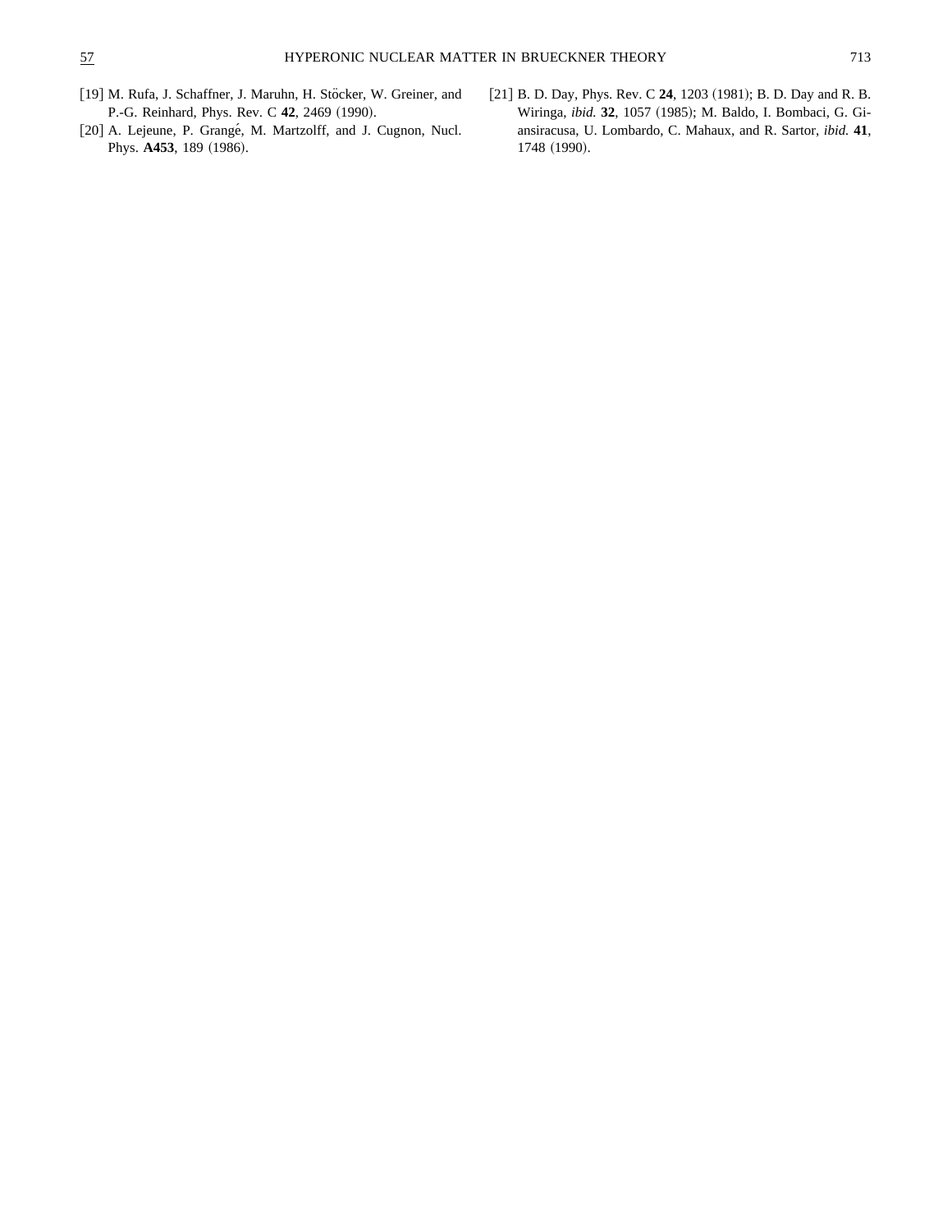[19] M. Rufa, J. Schaffner, J. Maruhn, H. Stöcker, W. Greiner, and P.-G. Reinhard, Phys. Rev. C **42**, 2469 (1990).

[20] A. Lejeune, P. Grangé, M. Martzolff, and J. Cugnon, Nucl. Phys. **A453**, 189 (1986).

[21] B. D. Day, Phys. Rev. C **24**, 1203 (1981); B. D. Day and R. B. Wiringa, *ibid.* **32**, 1057 (1985); M. Baldo, I. Bombaci, G. Giansiracusa, U. Lombardo, C. Mahaux, and R. Sartor, *ibid.* **41**, 1748 (1990).